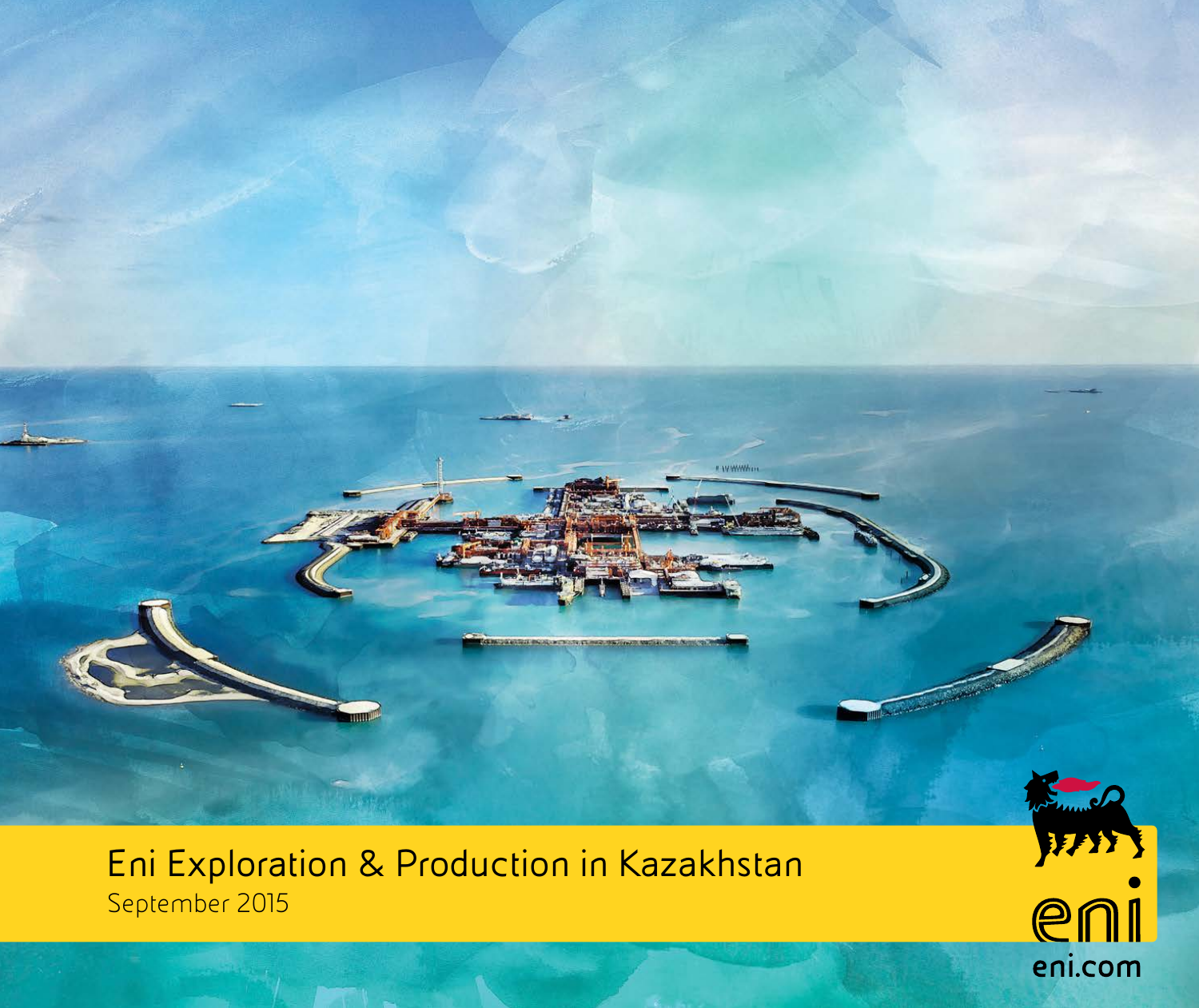# Eni Exploration & Production in Kazakhstan

September 2015

eni.com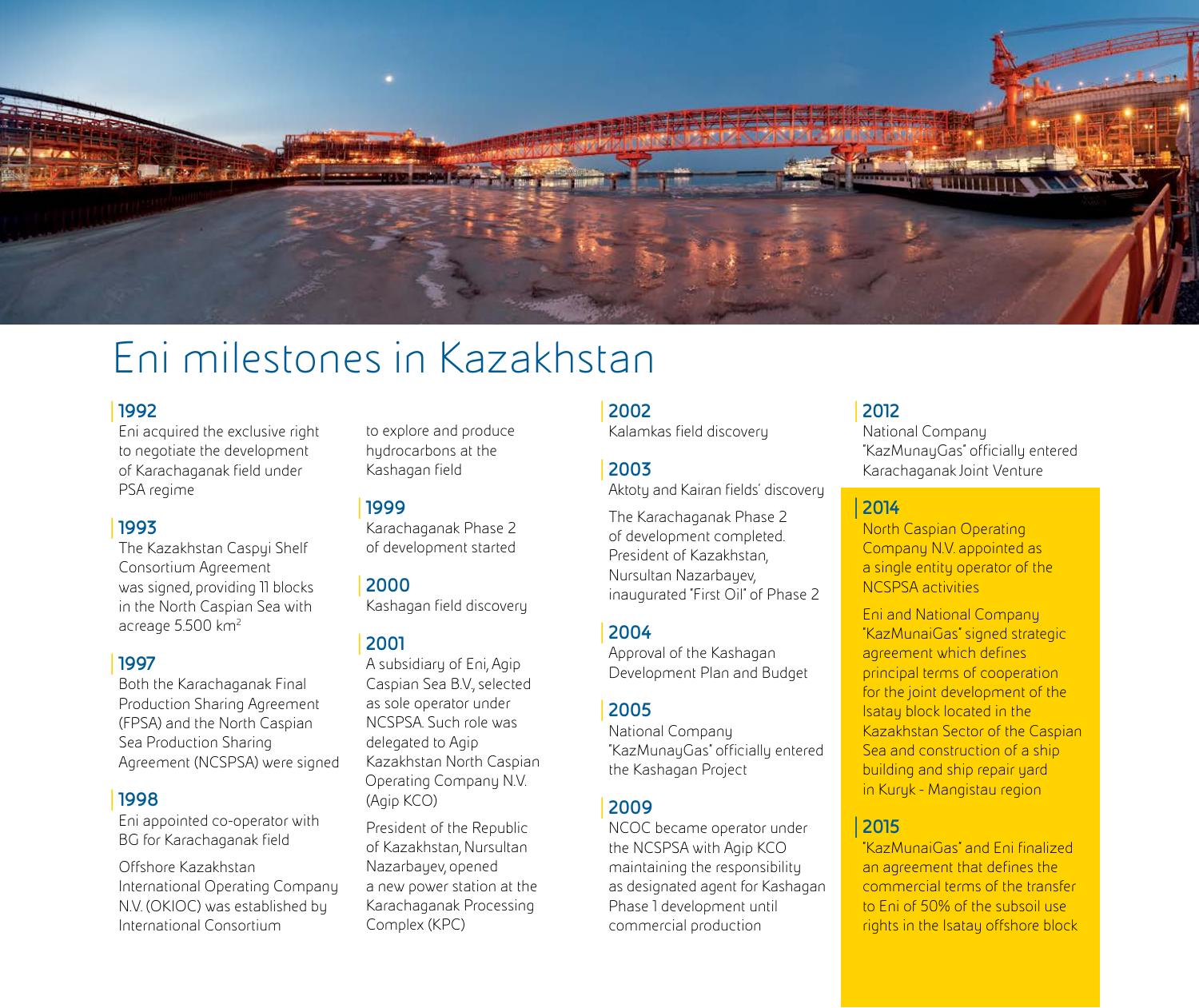# Eni milestones in Kazakhstan

### 1992

Eni acquired the exclusive right to negotiate the development of Karachaganak field under PSA regime

### 1993

The Kazakhstan Caspyi Shelf Consortium Agreement was signed, providing 11 blocks in the North Caspian Sea with acreage 5.500 km$^2$

### 1997

Both the Karachaganak Final Production Sharing Agreement (FPSA) and the North Caspian Sea Production Sharing Agreement (NCSPSA) were signed

### 1998

Eni appointed co-operator with BG for Karachaganak field

Offshore Kazakhstan International Operating Company N.V. (OKIOC) was established by International Consortium to explore and produce hydrocarbons at the Kashagan field

### 1999

Karachaganak Phase 2 of development started

### 2000

Kashagan field discovery

### 2001

A subsidiary of Eni, Agip Caspian Sea B.V., selected as sole operator under NCSPSA. Such role was delegated to Agip Kazakhstan North Caspian Operating Company N.V. (Agip KCO)

President of the Republic of Kazakhstan, Nursultan Nazarbayev, opened a new power station at the Karachaganak Processing Complex (KPC)

### 2002

Kalamkas field discovery

### 2003

Aktoty and Kairan fields' discovery

The Karachaganak Phase 2 of development completed. President of Kazakhstan, Nursultan Nazarbayev, inaugurated "First Oil" of Phase 2

### 2004

Approval of the Kashagan Development Plan and Budget

### 2005

National Company "KazMunayGas" officially entered the Kashagan Project

### 2009

NCOC became operator under the NCSPSA with Agip KCO maintaining the responsibility as designated agent for Kashagan Phase 1 development until commercial production

### 2012

National Company "KazMunayGas" officially entered Karachaganak Joint Venture

### 2014

North Caspian Operating Company N.V. appointed as a single entity operator of the NCSPSA activities

Eni and National Company "KazMunaiGas" signed strategic agreement which defines principal terms of cooperation for the joint development of the Isatay block located in the Kazakhstan Sector of the Caspian Sea and construction of a ship building and ship repair yard in Kuryk - Mangistau region

### 2015

"KazMunaiGas" and Eni finalized an agreement that defines the commercial terms of the transfer to Eni of 50% of the subsoil use rights in the Isatay offshore block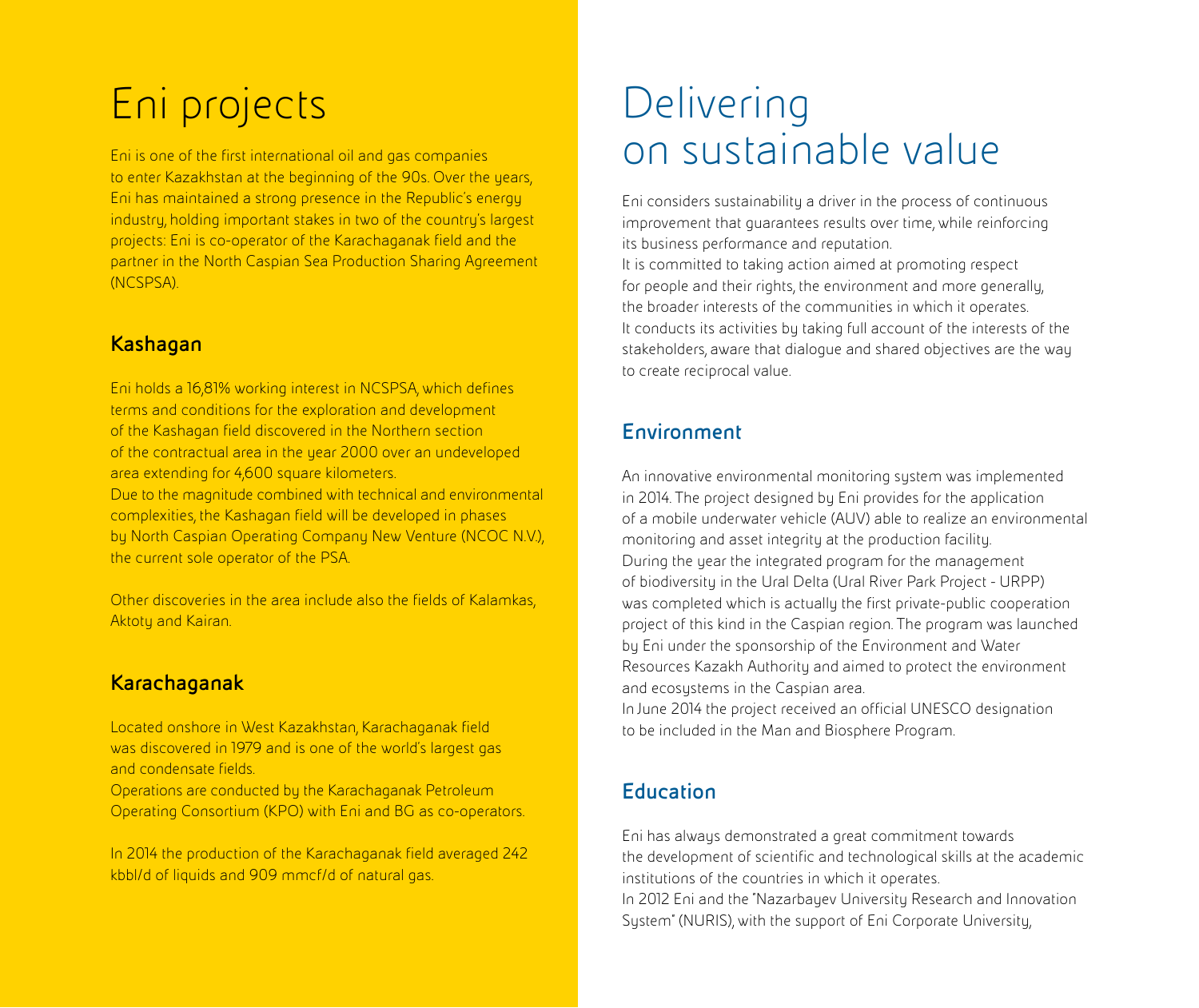# Eni projects

Eni is one of the first international oil and gas companies to enter Kazakhstan at the beginning of the 90s. Over the years, Eni has maintained a strong presence in the Republic's energy industry, holding important stakes in two of the country's largest projects: Eni is co-operator of the Karachaganak field and the partner in the North Caspian Sea Production Sharing Agreement (NCSPSA).

## Kashagan

Eni holds a 16,81% working interest in NCSPSA, which defines terms and conditions for the exploration and development of the Kashagan field discovered in the Northern section of the contractual area in the year 2000 over an undeveloped area extending for 4,600 square kilometers.
Due to the magnitude combined with technical and environmental complexities, the Kashagan field will be developed in phases by North Caspian Operating Company New Venture (NCOC N.V.), the current sole operator of the PSA.

Other discoveries in the area include also the fields of Kalamkas, Aktoty and Kairan.

## Karachaganak

Located onshore in West Kazakhstan, Karachaganak field was discovered in 1979 and is one of the world's largest gas and condensate fields.
Operations are conducted by the Karachaganak Petroleum Operating Consortium (KPO) with Eni and BG as co-operators.

In 2014 the production of the Karachaganak field averaged 242 kbbl/d of liquids and 909 mmcf/d of natural gas.

# Delivering on sustainable value

Eni considers sustainability a driver in the process of continuous improvement that guarantees results over time, while reinforcing its business performance and reputation.
It is committed to taking action aimed at promoting respect for people and their rights, the environment and more generally, the broader interests of the communities in which it operates.
It conducts its activities by taking full account of the interests of the stakeholders, aware that dialogue and shared objectives are the way to create reciprocal value.

## Environment

An innovative environmental monitoring system was implemented in 2014. The project designed by Eni provides for the application of a mobile underwater vehicle (AUV) able to realize an environmental monitoring and asset integrity at the production facility.
During the year the integrated program for the management of biodiversity in the Ural Delta (Ural River Park Project - URPP) was completed which is actually the first private-public cooperation project of this kind in the Caspian region. The program was launched by Eni under the sponsorship of the Environment and Water Resources Kazakh Authority and aimed to protect the environment and ecosystems in the Caspian area.
In June 2014 the project received an official UNESCO designation to be included in the Man and Biosphere Program.

## Education

Eni has always demonstrated a great commitment towards the development of scientific and technological skills at the academic institutions of the countries in which it operates.
In 2012 Eni and the "Nazarbayev University Research and Innovation System" (NURIS), with the support of Eni Corporate University,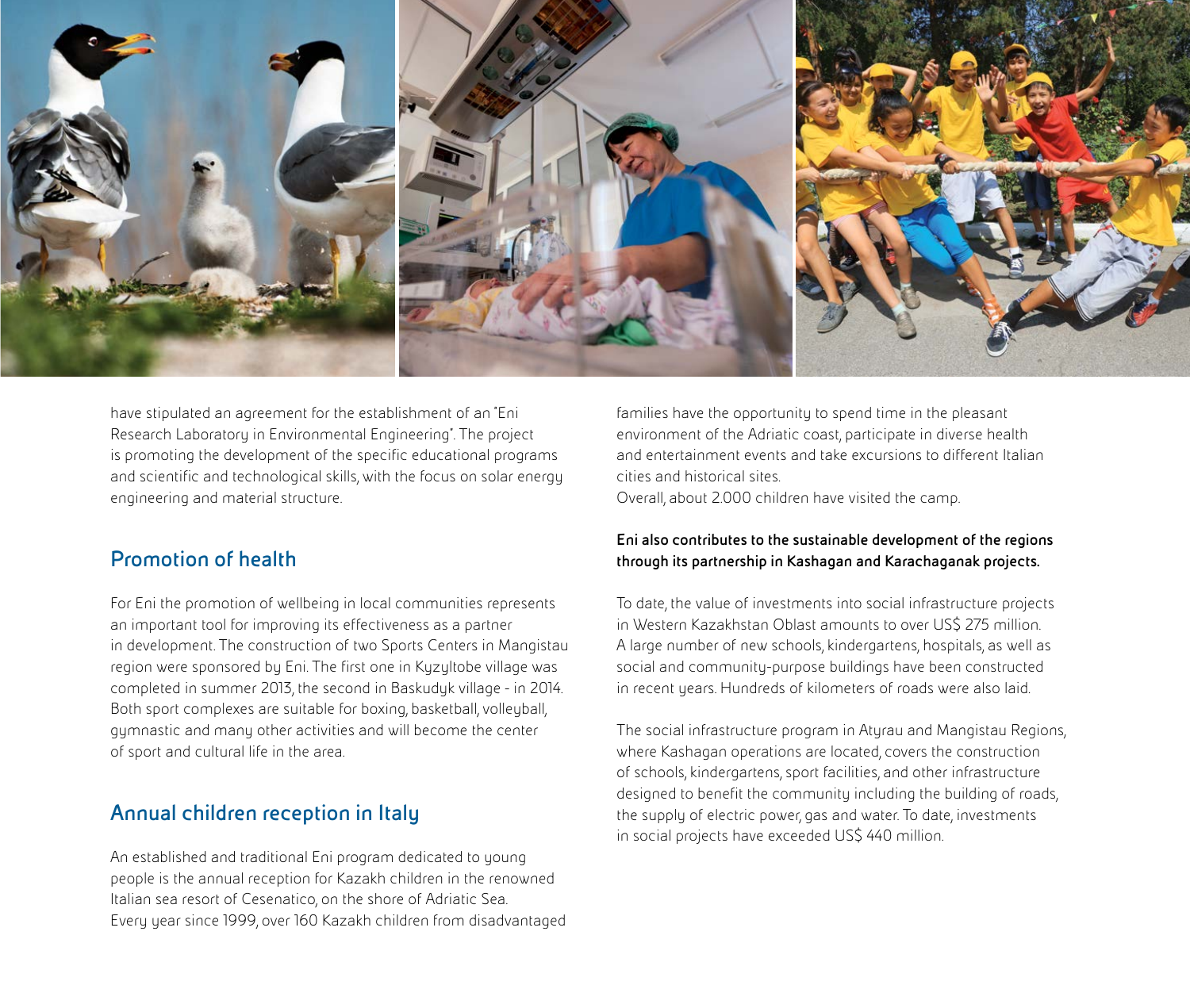have stipulated an agreement for the establishment of an "Eni Research Laboratory in Environmental Engineering". The project is promoting the development of the specific educational programs and scientific and technological skills, with the focus on solar energy engineering and material structure.

## Promotion of health

For Eni the promotion of wellbeing in local communities represents an important tool for improving its effectiveness as a partner in development. The construction of two Sports Centers in Mangistau region were sponsored by Eni. The first one in Kyzyltobe village was completed in summer 2013, the second in Baskudyk village - in 2014. Both sport complexes are suitable for boxing, basketball, volleyball, gymnastic and many other activities and will become the center of sport and cultural life in the area.

## Annual children reception in Italy

An established and traditional Eni program dedicated to young people is the annual reception for Kazakh children in the renowned Italian sea resort of Cesenatico, on the shore of Adriatic Sea. Every year since 1999, over 160 Kazakh children from disadvantaged families have the opportunity to spend time in the pleasant environment of the Adriatic coast, participate in diverse health and entertainment events and take excursions to different Italian cities and historical sites.
Overall, about 2.000 children have visited the camp.

**Eni also contributes to the sustainable development of the regions through its partnership in Kashagan and Karachaganak projects.**

To date, the value of investments into social infrastructure projects in Western Kazakhstan Oblast amounts to over US$ 275 million. A large number of new schools, kindergartens, hospitals, as well as social and community-purpose buildings have been constructed in recent years. Hundreds of kilometers of roads were also laid.

The social infrastructure program in Atyrau and Mangistau Regions, where Kashagan operations are located, covers the construction of schools, kindergartens, sport facilities, and other infrastructure designed to benefit the community including the building of roads, the supply of electric power, gas and water. To date, investments in social projects have exceeded US$ 440 million.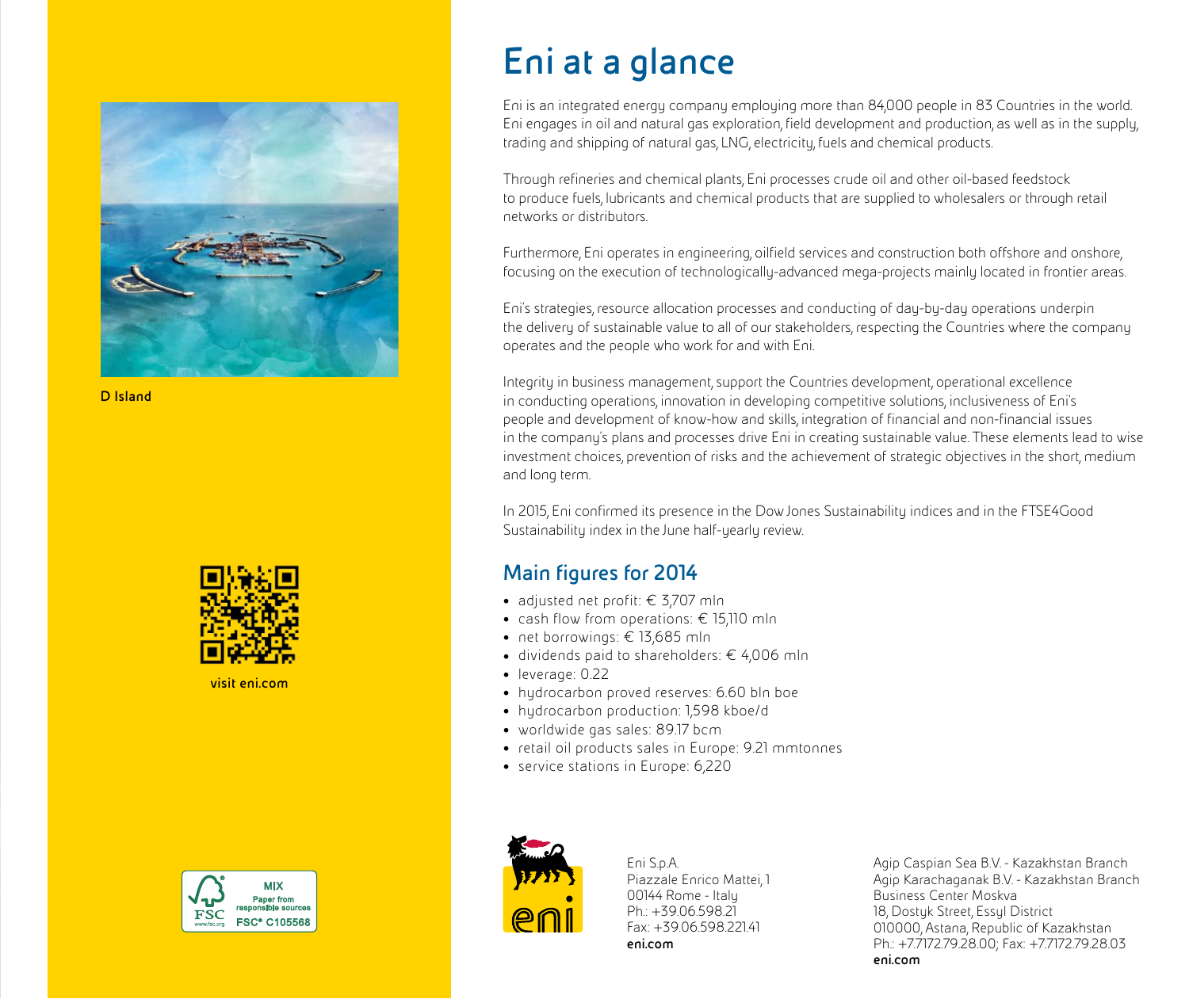D Island

visit eni.com

# Eni at a glance

Eni is an integrated energy company employing more than 84,000 people in 83 Countries in the world. Eni engages in oil and natural gas exploration, field development and production, as well as in the supply, trading and shipping of natural gas, LNG, electricity, fuels and chemical products.

Through refineries and chemical plants, Eni processes crude oil and other oil-based feedstock to produce fuels, lubricants and chemical products that are supplied to wholesalers or through retail networks or distributors.

Furthermore, Eni operates in engineering, oilfield services and construction both offshore and onshore, focusing on the execution of technologically-advanced mega-projects mainly located in frontier areas.

Eni's strategies, resource allocation processes and conducting of day-by-day operations underpin the delivery of sustainable value to all of our stakeholders, respecting the Countries where the company operates and the people who work for and with Eni.

Integrity in business management, support the Countries development, operational excellence in conducting operations, innovation in developing competitive solutions, inclusiveness of Eni's people and development of know-how and skills, integration of financial and non-financial issues in the company's plans and processes drive Eni in creating sustainable value. These elements lead to wise investment choices, prevention of risks and the achievement of strategic objectives in the short, medium and long term.

In 2015, Eni confirmed its presence in the Dow Jones Sustainability indices and in the FTSE4Good Sustainability index in the June half-yearly review.

## Main figures for 2014

- adjusted net profit: € 3,707 mln
- cash flow from operations: € 15,110 mln
- net borrowings: € 13,685 mln
- dividends paid to shareholders: € 4,006 mln
- leverage: 0.22
- hydrocarbon proved reserves: 6.60 bln boe
- hydrocarbon production: 1,598 kboe/d
- worldwide gas sales: 89.17 bcm
- retail oil products sales in Europe: 9.21 mmtonnes
- service stations in Europe: 6,220

MIX
Paper from responsible sources
FSC® C105568

Eni S.p.A.
Piazzale Enrico Mattei, 1
00144 Rome - Italy
Ph.: +39.06.598.21
Fax: +39.06.598.221.41
**eni.com**

Agip Caspian Sea B.V. - Kazakhstan Branch
Agip Karachaganak B.V. - Kazakhstan Branch
Business Center Moskva
18, Dostyk Street, Essyl District
010000, Astana, Republic of Kazakhstan
Ph.: +7.7172.79.28.00; Fax: +7.7172.79.28.03
**eni.com**